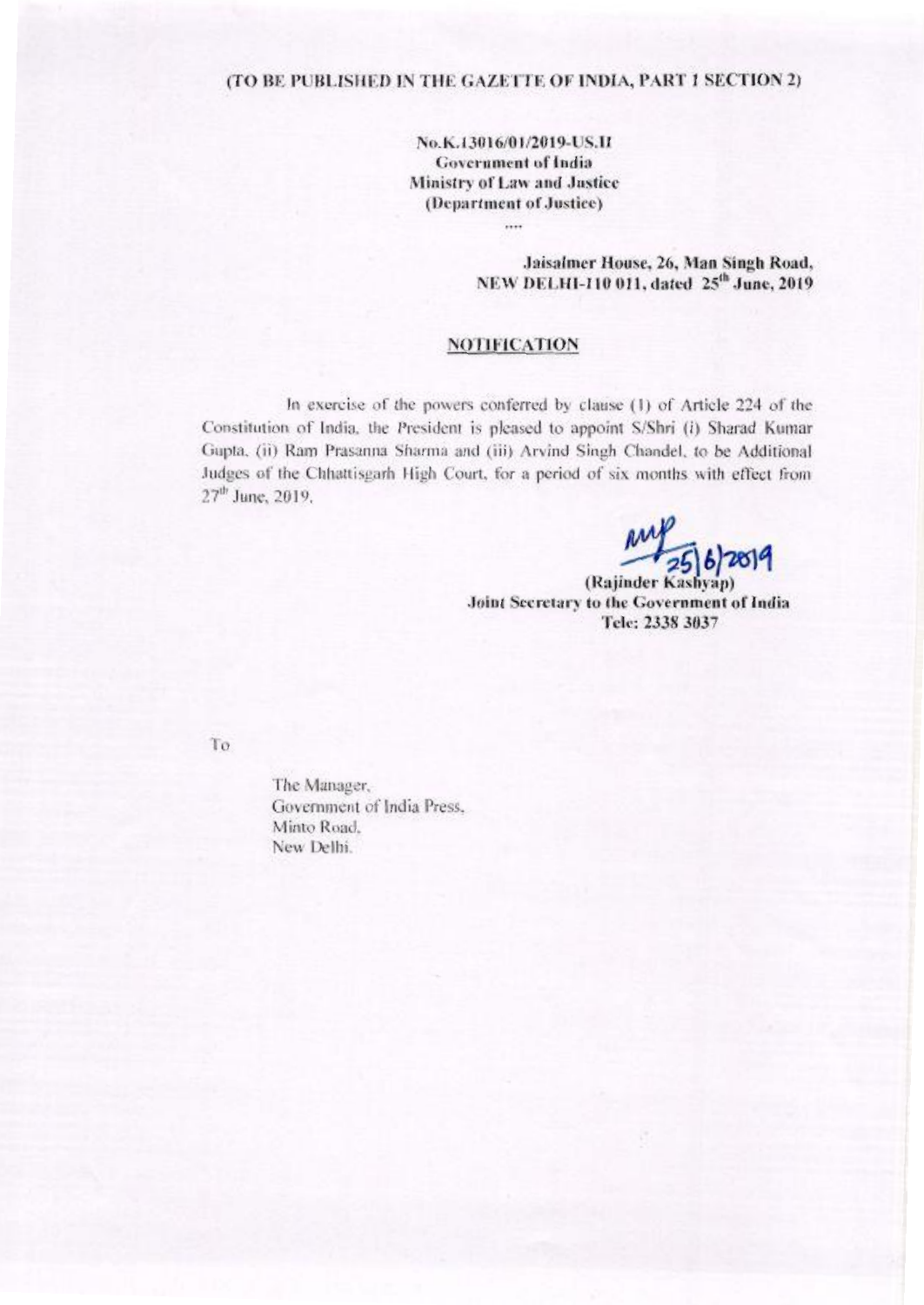(TO BE PUBLISHED IN THE GAZETTE OF INDIA, PART I SECTION 2)

**No.K.13016/01/2019-US.II**
**Government of India**
**Ministry of Law and Justice**
**(Department of Justice)**

....

**Jaisalmer House, 26, Man Singh Road,**
**NEW DELHI-110 011, dated 25th June, 2019**

## NOTIFICATION

In exercise of the powers conferred by clause (1) of Article 224 of the Constitution of India, the President is pleased to appoint S/Shri (i) Sharad Kumar Gupta, (ii) Ram Prasanna Sharma and (iii) Arvind Singh Chandel, to be Additional Judges of the Chhattisgarh High Court, for a period of six months with effect from 27th June, 2019.

25/6/2019

**(Rajinder Kashyap)**
**Joint Secretary to the Government of India**
**Tele: 2338 3037**

To

The Manager,
Government of India Press,
Minto Road,
New Delhi.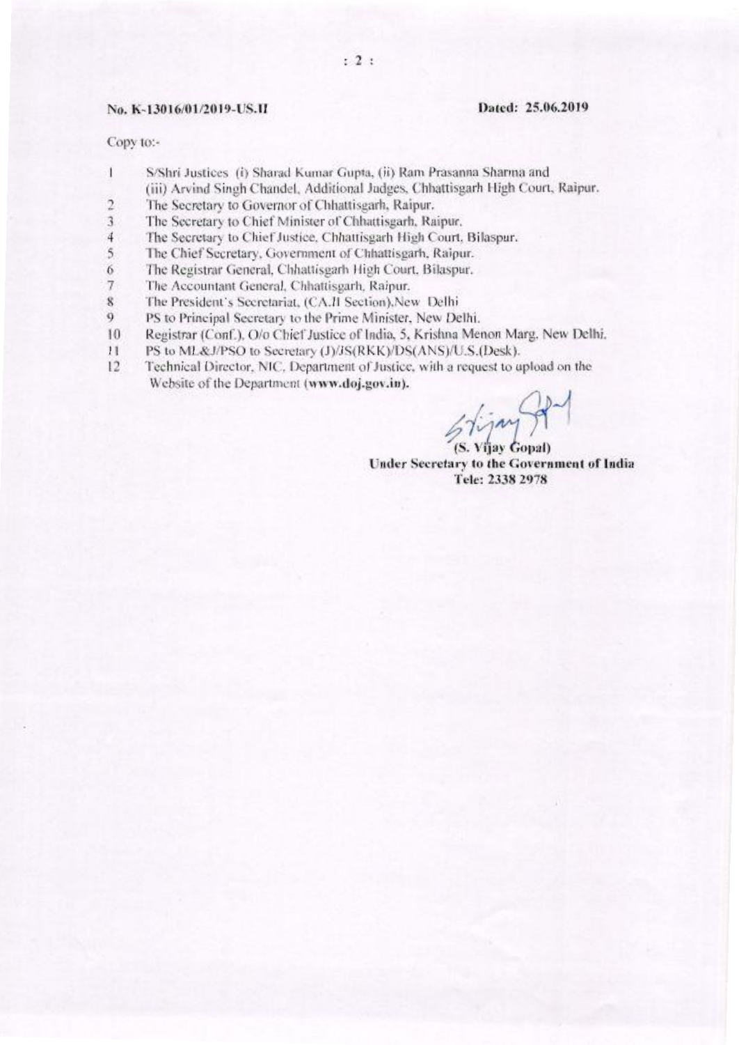**No. K-13016/01/2019-US.II** **Dated: 25.06.2019**

Copy to:-

1. S/Shri Justices (i) Sharad Kumar Gupta, (ii) Ram Prasanna Sharma and (iii) Arvind Singh Chandel, Additional Judges, Chhattisgarh High Court, Raipur.
2. The Secretary to Governor of Chhattisgarh, Raipur.
3. The Secretary to Chief Minister of Chhattisgarh, Raipur.
4. The Secretary to Chief Justice, Chhattisgarh High Court, Bilaspur.
5. The Chief Secretary, Government of Chhattisgarh, Raipur.
6. The Registrar General, Chhattisgarh High Court, Bilaspur.
7. The Accountant General, Chhattisgarh, Raipur.
8. The President's Secretariat, (CA.II Section),New Delhi
9. PS to Principal Secretary to the Prime Minister, New Delhi.
10. Registrar (Conf.), O/o Chief Justice of India, 5, Krishna Menon Marg, New Delhi.
11. PS to ML&J/PSO to Secretary (J)/JS(RKK)/DS(ANS)/U.S.(Desk).
12. Technical Director, NIC, Department of Justice, with a request to upload on the Website of the Department (**www.doj.gov.in**).

**(S. Vijay Gopal)**
**Under Secretary to the Government of India**
**Tele: 2338 2978**